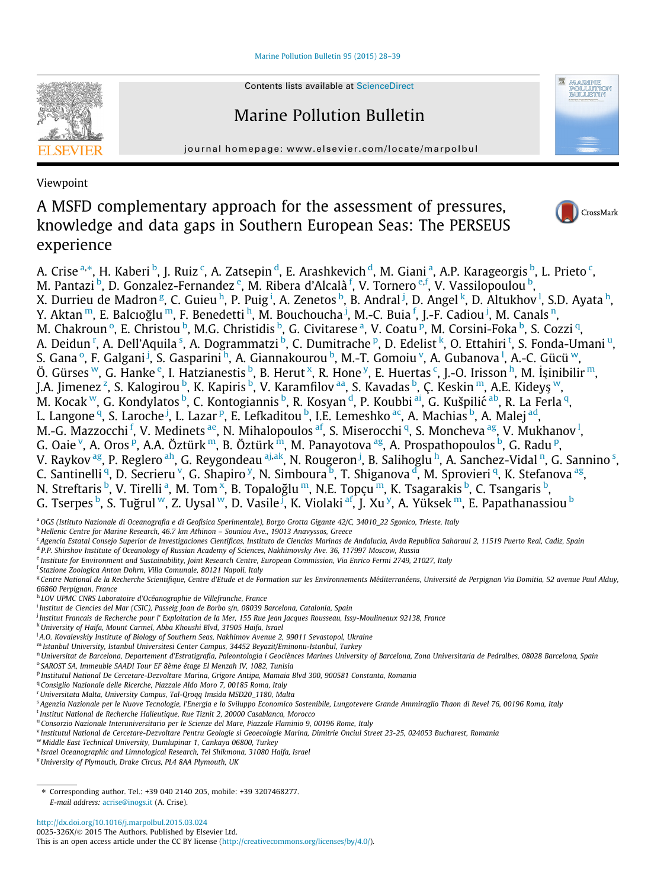Viewpoint

# A MSFD complementary approach for the assessment of pressures, knowledge and data gaps in Southern European Seas: The PERSEUS experience

A. Crise [a,*], H. Kaberi [b], J. Ruiz [c], A. Zatsepin [d], E. Arashkevich [d], M. Giani [a], A.P. Karageorgis [b], L. Prieto [c], M. Pantazi [b], D. Gonzalez-Fernandez [e], M. Ribera d'Alcalà [f], V. Tornero [e,f], V. Vassilopoulou [b], X. Durrieu de Madron [g], C. Guieu [h], P. Puig [i], A. Zenetos [b], B. Andral [j], D. Angel [k], D. Altukhov [l], S.D. Ayata [h], Y. Aktan [m], E. Balcıoğlu [m], F. Benedetti [h], M. Bouchoucha [j], M.-C. Buia [f], J.-F. Cadiou [j], M. Canals [n], M. Chakroun [o], E. Christou [b], M.G. Christidis [b], G. Civitarese [a], V. Coatu [p], M. Corsini-Foka [b], S. Cozzi [q], A. Deidun [r], A. Dell'Aquila [s], A. Dogrammatzi [b], C. Dumitrache [p], D. Edelist [k], O. Ettahiri [t], S. Fonda-Umani [u], S. Gana [o], F. Galgani [j], S. Gasparini [h], A. Giannakourou [b], M.-T. Gomoiu [v], A. Gubanova [l], A.-C. Gücü [w], Ö. Gürses [w], G. Hanke [e], I. Hatzianestis [b], B. Herut [x], R. Hone [y], E. Huertas [c], J.-O. Irisson [h], M. İşinibilir [m], J.A. Jimenez [z], S. Kalogirou [b], K. Kapiris [b], V. Karamfilov [aa], S. Kavadas [b], Ç. Keskin [m], A.E. Kideyş [w], M. Kocak [w], G. Kondylatos [b], C. Kontogiannis [b], R. Kosyan [d], P. Koubbi [ai], G. Kušpilić [ab], R. La Ferla [q], L. Langone [q], S. Laroche [j], L. Lazar [p], E. Lefkaditou [b], I.E. Lemeshko [ac], A. Machias [b], A. Malej [ad], M.-G. Mazzocchi [f], V. Medinets [ae], N. Mihalopoulos [af], S. Miserocchi [q], S. Moncheva [ag], V. Mukhanov [l], G. Oaie [v], A. Oros [p], A.A. Öztürk [m], B. Öztürk [m], M. Panayotova [ag], A. Prospathopoulos [b], G. Radu [p], V. Raykov [ag], P. Reglero [ah], G. Reygondeau [aj,ak], N. Rougeron [j], B. Salihoglu [h], A. Sanchez-Vidal [n], G. Sannino [s], C. Santinelli [q], D. Secrieru [v], G. Shapiro [y], N. Simboura [b], T. Shiganova [d], M. Sprovieri [q], K. Stefanova [ag], N. Streftaris [b], V. Tirelli [a], M. Tom [x], B. Topaloğlu [m], N.E. Topçu [m], K. Tsagarakis [b], C. Tsangaris [b], G. Tserpes [b], S. Tuğrul [w], Z. Uysal [w], D. Vasile [j], K. Violaki [af], J. Xu [y], A. Yüksek [m], E. Papathanassiou [b]

[a] OGS (Istituto Nazionale di Oceanografia e di Geofisica Sperimentale), Borgo Grotta Gigante 42/C, 34010_22 Sgonico, Trieste, Italy
[b] Hellenic Centre for Marine Research, 46.7 km Athinon – Souniou Ave., 19013 Anavyssos, Greece
[c] Agencia Estatal Consejo Superior de Investigaciones Cientificas, Instituto de Ciencias Marinas de Andalucia, Avda Republica Saharaui 2, 11519 Puerto Real, Cadiz, Spain
[d] P.P. Shirshov Institute of Oceanology of Russian Academy of Sciences, Nakhimovsky Ave. 36, 117997 Moscow, Russia
[e] Institute for Environment and Sustainability, Joint Research Centre, European Commission, Via Enrico Fermi 2749, 21027, Italy
[f] Stazione Zoologica Anton Dohrn, Villa Comunale, 80121 Napoli, Italy
[g] Centre National de la Recherche Scientifique, Centre d'Etude et de Formation sur les Environnements Méditerranéens, Université de Perpignan Via Domitia, 52 avenue Paul Alduy, 66860 Perpignan, France
[h] LOV UPMC CNRS Laboratoire d'Océanographie de Villefranche, France
[i] Institut de Ciencies del Mar (CSIC), Passeig Joan de Borbo s/n, 08039 Barcelona, Catalonia, Spain
[j] Institut Francais de Recherche pour l' Exploitation de la Mer, 155 Rue Jean Jacques Rousseau, Issy-Moulineaux 92138, France
[k] University of Haifa, Mount Carmel, Abba Khoushi Blvd, 31905 Haifa, Israel
[l] A.O. Kovalevskiy Institute of Biology of Southern Seas, Nakhimov Avenue 2, 99011 Sevastopol, Ukraine
[m] Istanbul University, Istanbul Universitesi Center Campus, 34452 Beyazit/Eminonu-Istanbul, Turkey
[n] Universitat de Barcelona, Departement d'Estratigrafia, Paleontologia i Geociènces Marines University of Barcelona, Zona Universitaria de Pedralbes, 08028 Barcelona, Spain
[o] SAROST SA, Immeuble SAADI Tour EF 8ème étage El Menzah IV, 1082, Tunisia
[p] Institutul National De Cercetare-Dezvoltare Marina, Grigore Antipa, Mamaia Blvd 300, 900581 Constanta, Romania
[q] Consiglio Nazionale delle Ricerche, Piazzale Aldo Moro 7, 00185 Roma, Italy
[r] Universitata Malta, University Campus, Tal-Qroqq Imsida MSD20_1180, Malta
[s] Agenzia Nazionale per le Nuove Tecnologie, l'Energia e lo Sviluppo Economico Sostenibile, Lungotevere Grande Ammiraglio Thaon di Revel 76, 00196 Roma, Italy
[t] Institut National de Recherche Halieutique, Rue Tiznit 2, 20000 Casablanca, Morocco
[u] Consorzio Nazionale Interuniversitario per le Scienze del Mare, Piazzale Flaminio 9, 00196 Rome, Italy
[v] Institutul National de Cercetare-Dezvoltare Pentru Geologie si Geoecologie Marina, Dimitrie Onciul Street 23-25, 024053 Bucharest, Romania
[w] Middle East Technical University, Dumlupinar 1, Cankaya 06800, Turkey
[x] Israel Oceanographic and Limnological Research, Tel Shikmona, 31080 Haifa, Israel
[y] University of Plymouth, Drake Circus, PL4 8AA Plymouth, UK

* Corresponding author. Tel.: +39 040 2140 205, mobile: +39 3207468277.
E-mail address: acrise@inogs.it (A. Crise).

http://dx.doi.org/10.1016/j.marpolbul.2015.03.024
0025-326X/© 2015 The Authors. Published by Elsevier Ltd.
This is an open access article under the CC BY license (http://creativecommons.org/licenses/by/4.0/).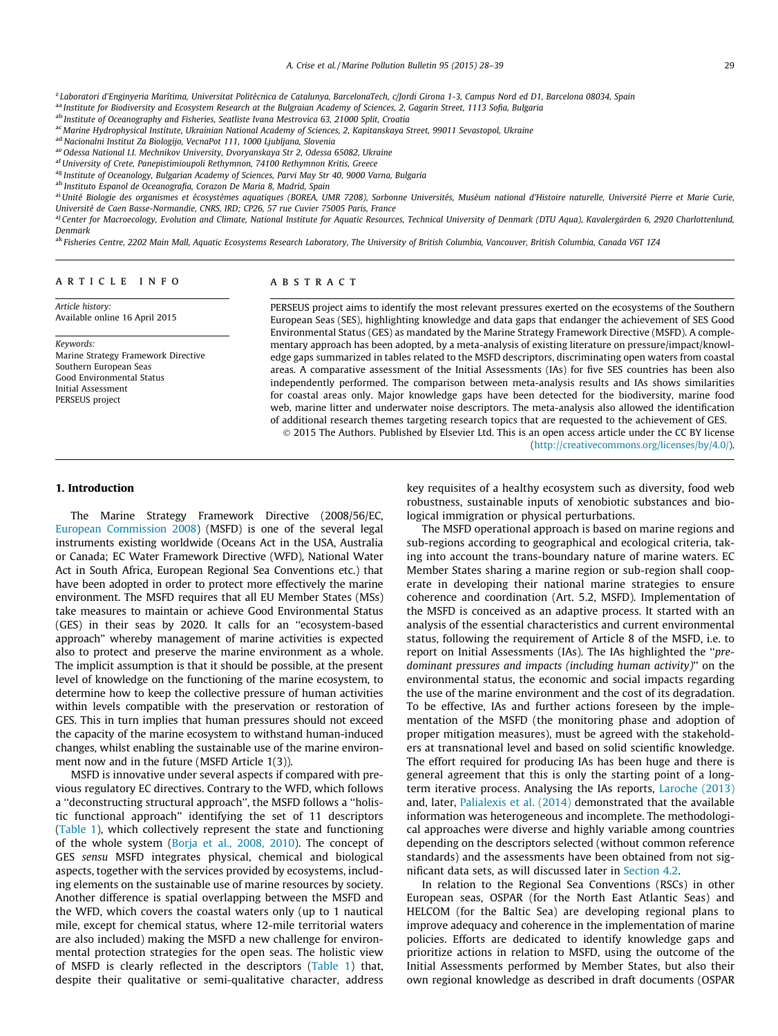[z] Laboratori d'Enginyeria Marítima, Universitat Politècnica de Catalunya, BarcelonaTech, c/Jordi Girona 1-3, Campus Nord ed D1, Barcelona 08034, Spain
[aa] Institute for Biodiversity and Ecosystem Research at the Bulgraian Academy of Sciences, 2, Gagarin Street, 1113 Sofia, Bulgaria
[ab] Institute of Oceanography and Fisheries, Seatliste Ivana Mestrovica 63, 21000 Split, Croatia
[ac] Marine Hydrophysical Institute, Ukrainian National Academy of Sciences, 2, Kapitanskaya Street, 99011 Sevastopol, Ukraine
[ad] Nacionalni Institut Za Biologijo, VecnaPot 111, 1000 Ljubljana, Slovenia
[ae] Odessa National I.I. Mechnikov University, Dvoryanskaya Str 2, Odessa 65082, Ukraine
[af] University of Crete, Panepistimioupoli Rethymnon, 74100 Rethymnon Kritis, Greece
[ag] Institute of Oceanology, Bulgarian Academy of Sciences, Parvi May Str 40, 9000 Varna, Bulgaria
[ah] Instituto Espanol de Oceanografia, Corazon De Maria 8, Madrid, Spain
[ai] Unité Biologie des organismes et écosystèmes aquatiques (BOREA, UMR 7208), Sorbonne Universités, Muséum national d'Histoire naturelle, Université Pierre et Marie Curie, Université de Caen Basse-Normandie, CNRS, IRD; CP26, 57 rue Cuvier 75005 Paris, France
[aj] Center for Macroecology, Evolution and Climate, National Institute for Aquatic Resources, Technical University of Denmark (DTU Aqua), Kavalergården 6, 2920 Charlottenlund, Denmark
[ak] Fisheries Centre, 2202 Main Mall, Aquatic Ecosystems Research Laboratory, The University of British Columbia, Vancouver, British Columbia, Canada V6T 1Z4

**ARTICLE INFO**

*Article history:*
Available online 16 April 2015

*Keywords:*
Marine Strategy Framework Directive
Southern European Seas
Good Environmental Status
Initial Assessment
PERSEUS project

**ABSTRACT**

PERSEUS project aims to identify the most relevant pressures exerted on the ecosystems of the Southern European Seas (SES), highlighting knowledge and data gaps that endanger the achievement of SES Good Environmental Status (GES) as mandated by the Marine Strategy Framework Directive (MSFD). A complementary approach has been adopted, by a meta-analysis of existing literature on pressure/impact/knowledge gaps summarized in tables related to the MSFD descriptors, discriminating open waters from coastal areas. A comparative assessment of the Initial Assessments (IAs) for five SES countries has been also independently performed. The comparison between meta-analysis results and IAs shows similarities for coastal areas only. Major knowledge gaps have been detected for the biodiversity, marine food web, marine litter and underwater noise descriptors. The meta-analysis also allowed the identification of additional research themes targeting research topics that are requested to the achievement of GES.

© 2015 The Authors. Published by Elsevier Ltd. This is an open access article under the CC BY license (http://creativecommons.org/licenses/by/4.0/).

## 1. Introduction

The Marine Strategy Framework Directive (2008/56/EC, European Commission 2008) (MSFD) is one of the several legal instruments existing worldwide (Oceans Act in the USA, Australia or Canada; EC Water Framework Directive (WFD), National Water Act in South Africa, European Regional Sea Conventions etc.) that have been adopted in order to protect more effectively the marine environment. The MSFD requires that all EU Member States (MSs) take measures to maintain or achieve Good Environmental Status (GES) in their seas by 2020. It calls for an "ecosystem-based approach" whereby management of marine activities is expected also to protect and preserve the marine environment as a whole. The implicit assumption is that it should be possible, at the present level of knowledge on the functioning of the marine ecosystem, to determine how to keep the collective pressure of human activities within levels compatible with the preservation or restoration of GES. This in turn implies that human pressures should not exceed the capacity of the marine ecosystem to withstand human-induced changes, whilst enabling the sustainable use of the marine environment now and in the future (MSFD Article 1(3)).

MSFD is innovative under several aspects if compared with previous regulatory EC directives. Contrary to the WFD, which follows a "deconstructing structural approach", the MSFD follows a "holistic functional approach" identifying the set of 11 descriptors (Table 1), which collectively represent the state and functioning of the whole system (Borja et al., 2008, 2010). The concept of GES *sensu* MSFD integrates physical, chemical and biological aspects, together with the services provided by ecosystems, including elements on the sustainable use of marine resources by society. Another difference is spatial overlapping between the MSFD and the WFD, which covers the coastal waters only (up to 1 nautical mile, except for chemical status, where 12-mile territorial waters are also included) making the MSFD a new challenge for environmental protection strategies for the open seas. The holistic view of MSFD is clearly reflected in the descriptors (Table 1) that, despite their qualitative or semi-qualitative character, address key requisites of a healthy ecosystem such as diversity, food web robustness, sustainable inputs of xenobiotic substances and biological immigration or physical perturbations.

The MSFD operational approach is based on marine regions and sub-regions according to geographical and ecological criteria, taking into account the trans-boundary nature of marine waters. EC Member States sharing a marine region or sub-region shall cooperate in developing their national marine strategies to ensure coherence and coordination (Art. 5.2, MSFD). Implementation of the MSFD is conceived as an adaptive process. It started with an analysis of the essential characteristics and current environmental status, following the requirement of Article 8 of the MSFD, i.e. to report on Initial Assessments (IAs). The IAs highlighted the "*predominant pressures and impacts (including human activity)*" on the environmental status, the economic and social impacts regarding the use of the marine environment and the cost of its degradation. To be effective, IAs and further actions foreseen by the implementation of the MSFD (the monitoring phase and adoption of proper mitigation measures), must be agreed with the stakeholders at transnational level and based on solid scientific knowledge. The effort required for producing IAs has been huge and there is general agreement that this is only the starting point of a long-term iterative process. Analysing the IAs reports, Laroche (2013) and, later, Palialexis et al. (2014) demonstrated that the available information was heterogeneous and incomplete. The methodological approaches were diverse and highly variable among countries depending on the descriptors selected (without common reference standards) and the assessments have been obtained from not significant data sets, as will discussed later in Section 4.2.

In relation to the Regional Sea Conventions (RSCs) in other European seas, OSPAR (for the North East Atlantic Seas) and HELCOM (for the Baltic Sea) are developing regional plans to improve adequacy and coherence in the implementation of marine policies. Efforts are dedicated to identify knowledge gaps and prioritize actions in relation to MSFD, using the outcome of the Initial Assessments performed by Member States, but also their own regional knowledge as described in draft documents (OSPAR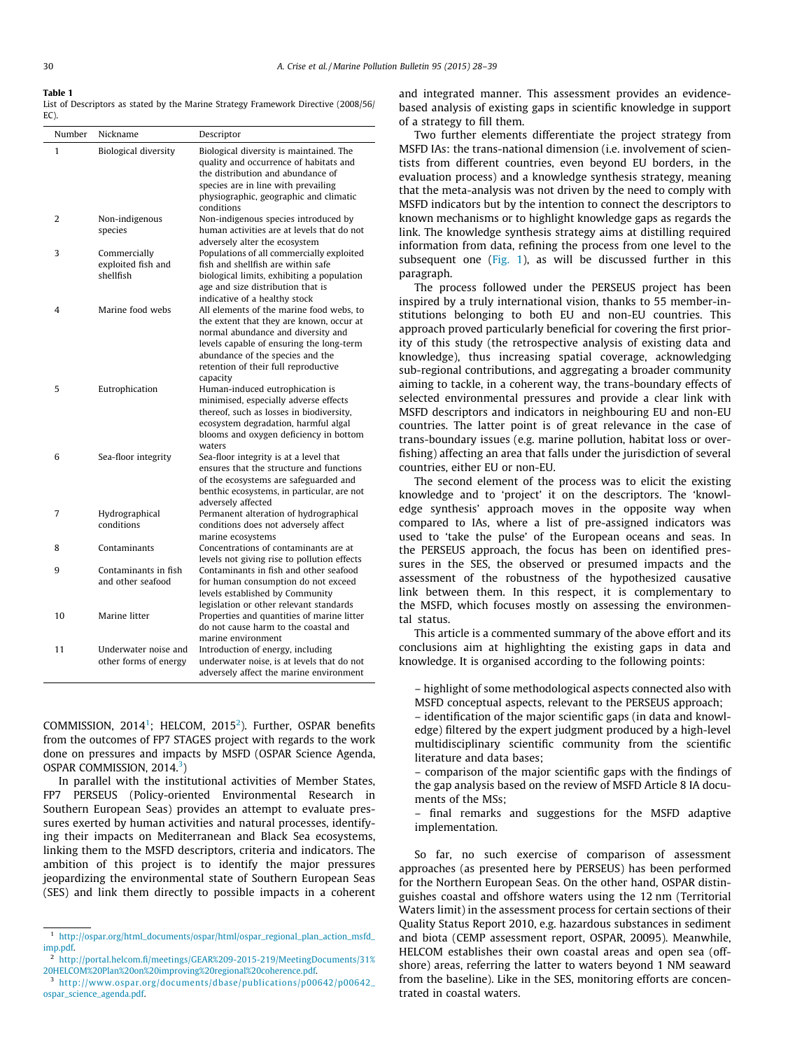**Table 1**
List of Descriptors as stated by the Marine Strategy Framework Directive (2008/56/EC).

| Number | Nickname | Descriptor |
|---|---|---|
| 1 | Biological diversity | Biological diversity is maintained. The quality and occurrence of habitats and the distribution and abundance of species are in line with prevailing physiographic, geographic and climatic conditions |
| 2 | Non-indigenous species | Non-indigenous species introduced by human activities are at levels that do not adversely alter the ecosystem |
| 3 | Commercially exploited fish and shellfish | Populations of all commercially exploited fish and shellfish are within safe biological limits, exhibiting a population age and size distribution that is indicative of a healthy stock |
| 4 | Marine food webs | All elements of the marine food webs, to the extent that they are known, occur at normal abundance and diversity and levels capable of ensuring the long-term abundance of the species and the retention of their full reproductive capacity |
| 5 | Eutrophication | Human-induced eutrophication is minimised, especially adverse effects thereof, such as losses in biodiversity, ecosystem degradation, harmful algal blooms and oxygen deficiency in bottom waters |
| 6 | Sea-floor integrity | Sea-floor integrity is at a level that ensures that the structure and functions of the ecosystems are safeguarded and benthic ecosystems, in particular, are not adversely affected |
| 7 | Hydrographical conditions | Permanent alteration of hydrographical conditions does not adversely affect marine ecosystems |
| 8 | Contaminants | Concentrations of contaminants are at levels not giving rise to pollution effects |
| 9 | Contaminants in fish and other seafood | Contaminants in fish and other seafood for human consumption do not exceed levels established by Community legislation or other relevant standards |
| 10 | Marine litter | Properties and quantities of marine litter do not cause harm to the coastal and marine environment |
| 11 | Underwater noise and other forms of energy | Introduction of energy, including underwater noise, is at levels that do not adversely affect the marine environment |

COMMISSION, 2014[1]; HELCOM, 2015[2]). Further, OSPAR benefits from the outcomes of FP7 STAGES project with regards to the work done on pressures and impacts by MSFD (OSPAR Science Agenda, OSPAR COMMISSION, 2014.[3])

In parallel with the institutional activities of Member States, FP7 PERSEUS (Policy-oriented Environmental Research in Southern European Seas) provides an attempt to evaluate pressures exerted by human activities and natural processes, identifying their impacts on Mediterranean and Black Sea ecosystems, linking them to the MSFD descriptors, criteria and indicators. The ambition of this project is to identify the major pressures jeopardizing the environmental state of Southern European Seas (SES) and link them directly to possible impacts in a coherent and integrated manner. This assessment provides an evidence-based analysis of existing gaps in scientific knowledge in support of a strategy to fill them.

Two further elements differentiate the project strategy from MSFD IAs: the trans-national dimension (i.e. involvement of scientists from different countries, even beyond EU borders, in the evaluation process) and a knowledge synthesis strategy, meaning that the meta-analysis was not driven by the need to comply with MSFD indicators but by the intention to connect the descriptors to known mechanisms or to highlight knowledge gaps as regards the link. The knowledge synthesis strategy aims at distilling required information from data, refining the process from one level to the subsequent one (Fig. 1), as will be discussed further in this paragraph.

The process followed under the PERSEUS project has been inspired by a truly international vision, thanks to 55 member-institutions belonging to both EU and non-EU countries. This approach proved particularly beneficial for covering the first priority of this study (the retrospective analysis of existing data and knowledge), thus increasing spatial coverage, acknowledging sub-regional contributions, and aggregating a broader community aiming to tackle, in a coherent way, the trans-boundary effects of selected environmental pressures and provide a clear link with MSFD descriptors and indicators in neighbouring EU and non-EU countries. The latter point is of great relevance in the case of trans-boundary issues (e.g. marine pollution, habitat loss or overfishing) affecting an area that falls under the jurisdiction of several countries, either EU or non-EU.

The second element of the process was to elicit the existing knowledge and to 'project' it on the descriptors. The 'knowledge synthesis' approach moves in the opposite way when compared to IAs, where a list of pre-assigned indicators was used to 'take the pulse' of the European oceans and seas. In the PERSEUS approach, the focus has been on identified pressures in the SES, the observed or presumed impacts and the assessment of the robustness of the hypothesized causative link between them. In this respect, it is complementary to the MSFD, which focuses mostly on assessing the environmental status.

This article is a commented summary of the above effort and its conclusions aim at highlighting the existing gaps in data and knowledge. It is organised according to the following points:

- highlight of some methodological aspects connected also with MSFD conceptual aspects, relevant to the PERSEUS approach;
- identification of the major scientific gaps (in data and knowledge) filtered by the expert judgment produced by a high-level multidisciplinary scientific community from the scientific literature and data bases;
- comparison of the major scientific gaps with the findings of the gap analysis based on the review of MSFD Article 8 IA documents of the MSs;
- final remarks and suggestions for the MSFD adaptive implementation.

So far, no such exercise of comparison of assessment approaches (as presented here by PERSEUS) has been performed for the Northern European Seas. On the other hand, OSPAR distinguishes coastal and offshore waters using the 12 nm (Territorial Waters limit) in the assessment process for certain sections of their Quality Status Report 2010, e.g. hazardous substances in sediment and biota (CEMP assessment report, OSPAR, 20095). Meanwhile, HELCOM establishes their own coastal areas and open sea (offshore) areas, referring the latter to waters beyond 1 NM seaward from the baseline). Like in the SES, monitoring efforts are concentrated in coastal waters.

[1] http://ospar.org/html_documents/ospar/html/ospar_regional_plan_action_msfd_imp.pdf.

[2] http://portal.helcom.fi/meetings/GEAR%209-2015-219/MeetingDocuments/31%20HELCOM%20Plan%20on%20improving%20regional%20coherence.pdf.

[3] http://www.ospar.org/documents/dbase/publications/p00642/p00642_ospar_science_agenda.pdf.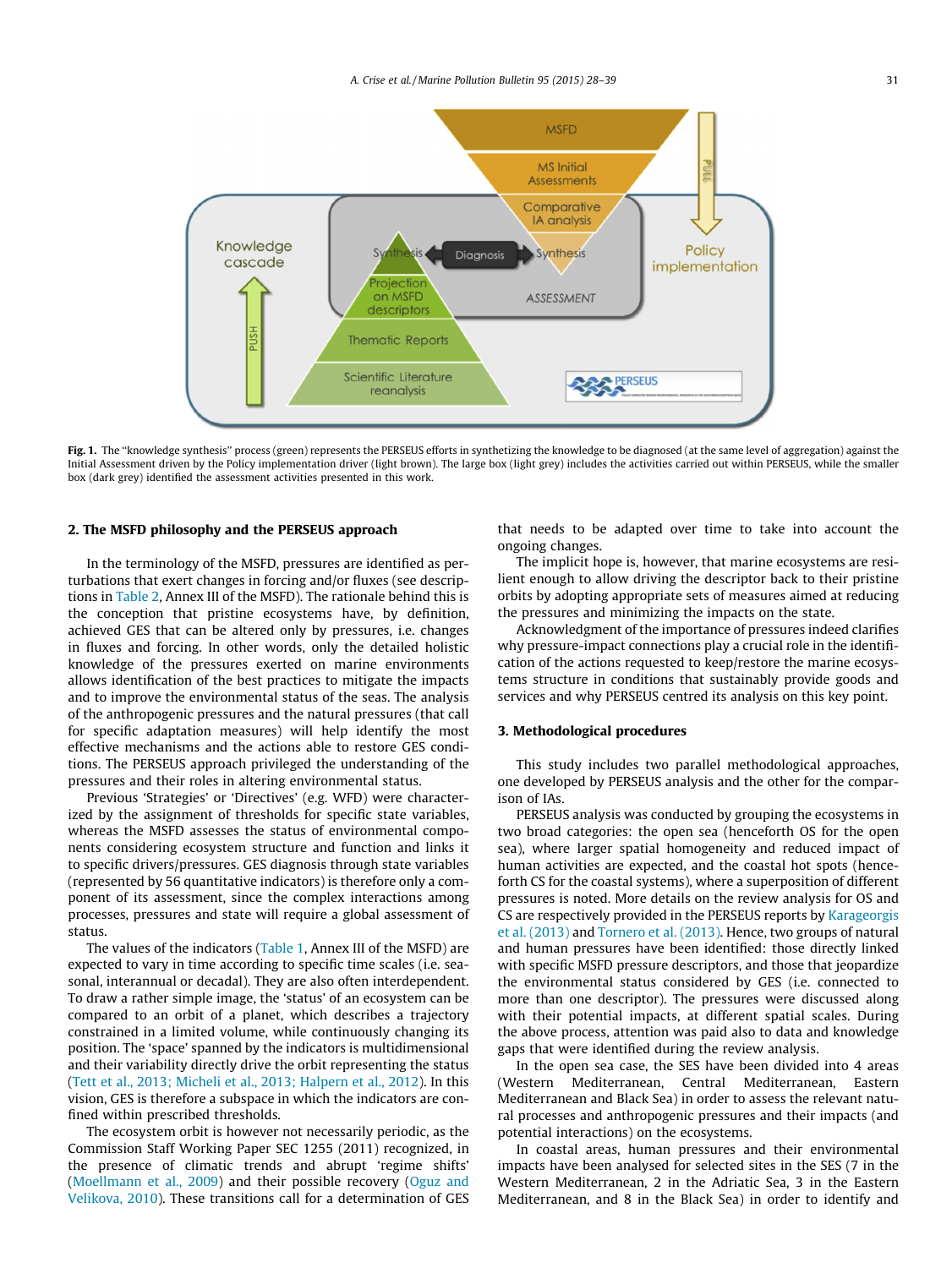MSFD

MS Initial Assessments

Comparative IA analysis

Knowledge cascade

Synthesis

Diagnosis

Synthesis

Policy implementation

PULL

PUSH

Projection on MSFD descriptors

ASSESSMENT

Thematic Reports

Scientific Literature reanalysis

PERSEUS

**Fig. 1.** The "knowledge synthesis" process (green) represents the PERSEUS efforts in synthetizing the knowledge to be diagnosed (at the same level of aggregation) against the Initial Assessment driven by the Policy implementation driver (light brown). The large box (light grey) includes the activities carried out within PERSEUS, while the smaller box (dark grey) identified the assessment activities presented in this work.

## 2. The MSFD philosophy and the PERSEUS approach

In the terminology of the MSFD, pressures are identified as perturbations that exert changes in forcing and/or fluxes (see descriptions in Table 2, Annex III of the MSFD). The rationale behind this is the conception that pristine ecosystems have, by definition, achieved GES that can be altered only by pressures, i.e. changes in fluxes and forcing. In other words, only the detailed holistic knowledge of the pressures exerted on marine environments allows identification of the best practices to mitigate the impacts and to improve the environmental status of the seas. The analysis of the anthropogenic pressures and the natural pressures (that call for specific adaptation measures) will help identify the most effective mechanisms and the actions able to restore GES conditions. The PERSEUS approach privileged the understanding of the pressures and their roles in altering environmental status.

Previous 'Strategies' or 'Directives' (e.g. WFD) were characterized by the assignment of thresholds for specific state variables, whereas the MSFD assesses the status of environmental components considering ecosystem structure and function and links it to specific drivers/pressures. GES diagnosis through state variables (represented by 56 quantitative indicators) is therefore only a component of its assessment, since the complex interactions among processes, pressures and state will require a global assessment of status.

The values of the indicators (Table 1, Annex III of the MSFD) are expected to vary in time according to specific time scales (i.e. seasonal, interannual or decadal). They are also often interdependent. To draw a rather simple image, the 'status' of an ecosystem can be compared to an orbit of a planet, which describes a trajectory constrained in a limited volume, while continuously changing its position. The 'space' spanned by the indicators is multidimensional and their variability directly drive the orbit representing the status (Tett et al., 2013; Micheli et al., 2013; Halpern et al., 2012). In this vision, GES is therefore a subspace in which the indicators are confined within prescribed thresholds.

The ecosystem orbit is however not necessarily periodic, as the Commission Staff Working Paper SEC 1255 (2011) recognized, in the presence of climatic trends and abrupt 'regime shifts' (Moellmann et al., 2009) and their possible recovery (Oguz and Velikova, 2010). These transitions call for a determination of GES that needs to be adapted over time to take into account the ongoing changes.

The implicit hope is, however, that marine ecosystems are resilient enough to allow driving the descriptor back to their pristine orbits by adopting appropriate sets of measures aimed at reducing the pressures and minimizing the impacts on the state.

Acknowledgment of the importance of pressures indeed clarifies why pressure-impact connections play a crucial role in the identification of the actions requested to keep/restore the marine ecosystems structure in conditions that sustainably provide goods and services and why PERSEUS centred its analysis on this key point.

## 3. Methodological procedures

This study includes two parallel methodological approaches, one developed by PERSEUS analysis and the other for the comparison of IAs.

PERSEUS analysis was conducted by grouping the ecosystems in two broad categories: the open sea (henceforth OS for the open sea), where larger spatial homogeneity and reduced impact of human activities are expected, and the coastal hot spots (henceforth CS for the coastal systems), where a superposition of different pressures is noted. More details on the review analysis for OS and CS are respectively provided in the PERSEUS reports by Karageorgis et al. (2013) and Tornero et al. (2013). Hence, two groups of natural and human pressures have been identified: those directly linked with specific MSFD pressure descriptors, and those that jeopardize the environmental status considered by GES (i.e. connected to more than one descriptor). The pressures were discussed along with their potential impacts, at different spatial scales. During the above process, attention was paid also to data and knowledge gaps that were identified during the review analysis.

In the open sea case, the SES have been divided into 4 areas (Western Mediterranean, Central Mediterranean, Eastern Mediterranean and Black Sea) in order to assess the relevant natural processes and anthropogenic pressures and their impacts (and potential interactions) on the ecosystems.

In coastal areas, human pressures and their environmental impacts have been analysed for selected sites in the SES (7 in the Western Mediterranean, 2 in the Adriatic Sea, 3 in the Eastern Mediterranean, and 8 in the Black Sea) in order to identify and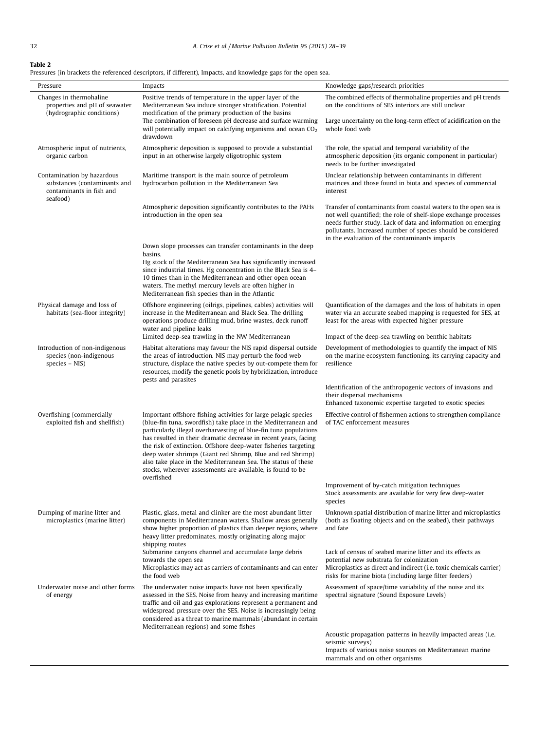**Table 2**
Pressures (in brackets the referenced descriptors, if different), Impacts, and knowledge gaps for the open sea.

| Pressure | Impacts | Knowledge gaps/research priorities |
|---|---|---|
| Changes in thermohaline properties and pH of seawater (hydrographic conditions) | Positive trends of temperature in the upper layer of the Mediterranean Sea induce stronger stratification. Potential modification of the primary production of the basins | The combined effects of thermohaline properties and pH trends on the conditions of SES interiors are still unclear |
| | The combination of foreseen pH decrease and surface warming will potentially impact on calcifying organisms and ocean $CO_2$ drawdown | Large uncertainty on the long-term effect of acidification on the whole food web |
| Atmospheric input of nutrients, organic carbon | Atmospheric deposition is supposed to provide a substantial input in an otherwise largely oligotrophic system | The role, the spatial and temporal variability of the atmospheric deposition (its organic component in particular) needs to be further investigated |
| Contamination by hazardous substances (contaminants and contaminants in fish and seafood) | Maritime transport is the main source of petroleum hydrocarbon pollution in the Mediterranean Sea | Unclear relationship between contaminants in different matrices and those found in biota and species of commercial interest |
| | Atmospheric deposition significantly contributes to the PAHs introduction in the open sea | Transfer of contaminants from coastal waters to the open sea is not well quantified; the role of shelf-slope exchange processes needs further study. Lack of data and information on emerging pollutants. Increased number of species should be considered in the evaluation of the contaminants impacts |
| | Down slope processes can transfer contaminants in the deep basins.<br>Hg stock of the Mediterranean Sea has significantly increased since industrial times. Hg concentration in the Black Sea is 4–10 times than in the Mediterranean and other open ocean waters. The methyl mercury levels are often higher in Mediterranean fish species than in the Atlantic | |
| Physical damage and loss of habitats (sea-floor integrity) | Offshore engineering (oilrigs, pipelines, cables) activities will increase in the Mediterranean and Black Sea. The drilling operations produce drilling mud, brine wastes, deck runoff water and pipeline leaks | Quantification of the damages and the loss of habitats in open water via an accurate seabed mapping is requested for SES, at least for the areas with expected higher pressure |
| | Limited deep-sea trawling in the NW Mediterranean | Impact of the deep-sea trawling on benthic habitats |
| Introduction of non-indigenous species (non-indigenous species – NIS) | Habitat alterations may favour the NIS rapid dispersal outside the areas of introduction. NIS may perturb the food web structure, displace the native species by out-compete them for resources, modify the genetic pools by hybridization, introduce pests and parasites | Development of methodologies to quantify the impact of NIS on the marine ecosystem functioning, its carrying capacity and resilience |
| | | Identification of the anthropogenic vectors of invasions and their dispersal mechanisms<br>Enhanced taxonomic expertise targeted to exotic species |
| Overfishing (commercially exploited fish and shellfish) | Important offshore fishing activities for large pelagic species (blue-fin tuna, swordfish) take place in the Mediterranean and particularly illegal overharvesting of blue-fin tuna populations has resulted in their dramatic decrease in recent years, facing the risk of extinction. Offshore deep-water fisheries targeting deep water shrimps (Giant red Shrimp, Blue and red Shrimp) also take place in the Mediterranean Sea. The status of these stocks, wherever assessments are available, is found to be overfished | Effective control of fishermen actions to strengthen compliance of TAC enforcement measures |
| | | Improvement of by-catch mitigation techniques<br>Stock assessments are available for very few deep-water species |
| Dumping of marine litter and microplastics (marine litter) | Plastic, glass, metal and clinker are the most abundant litter components in Mediterranean waters. Shallow areas generally show higher proportion of plastics than deeper regions, where heavy litter predominates, mostly originating along major shipping routes | Unknown spatial distribution of marine litter and microplastics (both as floating objects and on the seabed), their pathways and fate |
| | Submarine canyons channel and accumulate large debris towards the open sea<br>Microplastics may act as carriers of contaminants and can enter the food web | Lack of census of seabed marine litter and its effects as potential new substrata for colonization<br>Microplastics as direct and indirect (i.e. toxic chemicals carrier) risks for marine biota (including large filter feeders) |
| Underwater noise and other forms of energy | The underwater noise impacts have not been specifically assessed in the SES. Noise from heavy and increasing maritime traffic and oil and gas explorations represent a permanent and widespread pressure over the SES. Noise is increasingly being considered as a threat to marine mammals (abundant in certain Mediterranean regions) and some fishes | Assessment of space/time variability of the noise and its spectral signature (Sound Exposure Levels) |
| | | Acoustic propagation patterns in heavily impacted areas (i.e. seismic surveys)<br>Impacts of various noise sources on Mediterranean marine mammals and on other organisms |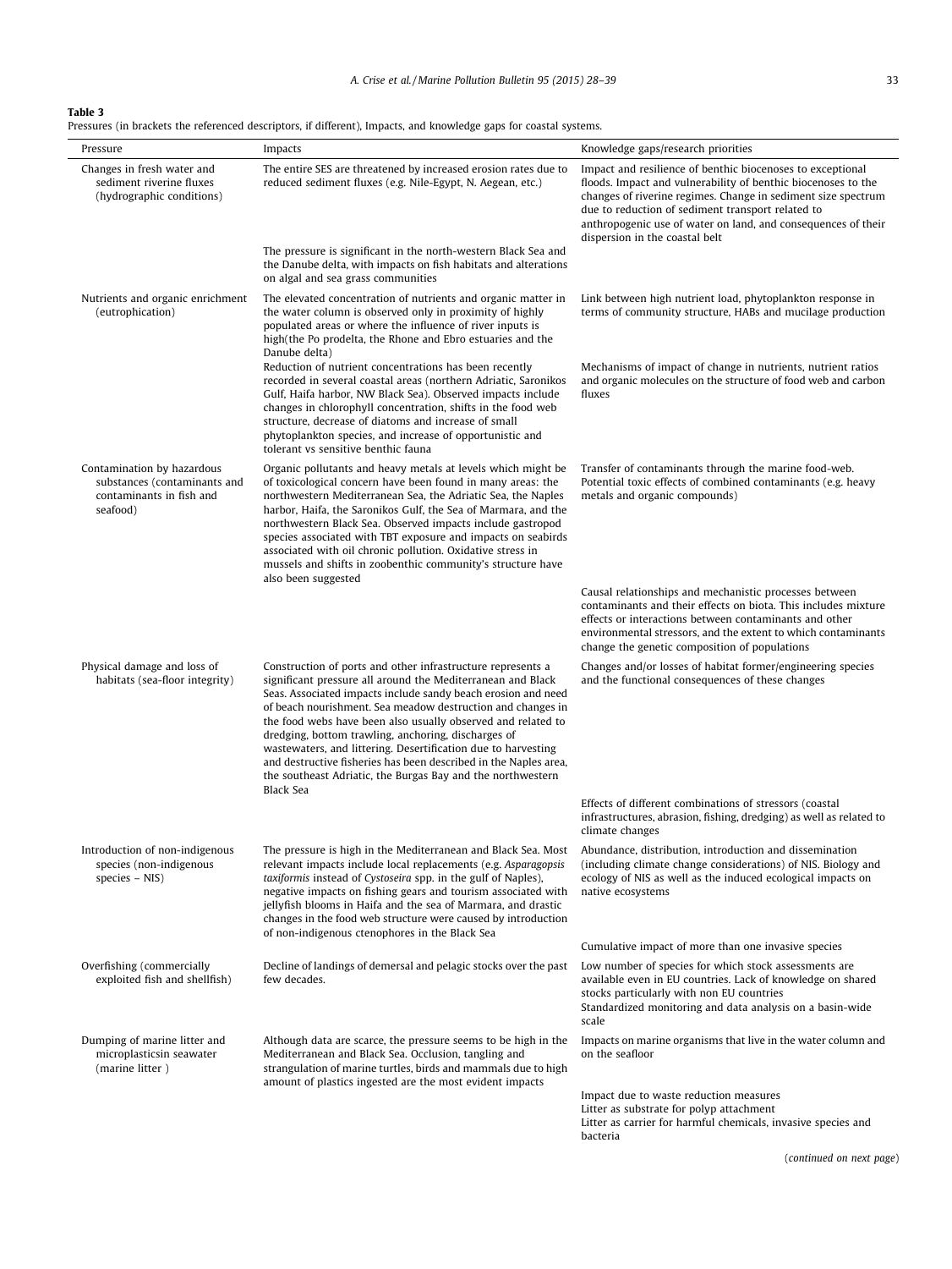**Table 3**
Pressures (in brackets the referenced descriptors, if different), Impacts, and knowledge gaps for coastal systems.

| Pressure | Impacts | Knowledge gaps/research priorities |
|---|---|---|
| Changes in fresh water and sediment riverine fluxes (hydrographic conditions) | The entire SES are threatened by increased erosion rates due to reduced sediment fluxes (e.g. Nile-Egypt, N. Aegean, etc.) | Impact and resilience of benthic biocenoses to exceptional floods. Impact and vulnerability of benthic biocenoses to the changes of riverine regimes. Change in sediment size spectrum due to reduction of sediment transport related to anthropogenic use of water on land, and consequences of their dispersion in the coastal belt |
| | The pressure is significant in the north-western Black Sea and the Danube delta, with impacts on fish habitats and alterations on algal and sea grass communities | |
| Nutrients and organic enrichment (eutrophication) | The elevated concentration of nutrients and organic matter in the water column is observed only in proximity of highly populated areas or where the influence of river inputs is high(the Po prodelta, the Rhone and Ebro estuaries and the Danube delta) | Link between high nutrient load, phytoplankton response in terms of community structure, HABs and mucilage production |
| | Reduction of nutrient concentrations has been recently recorded in several coastal areas (northern Adriatic, Saronikos Gulf, Haifa harbor, NW Black Sea). Observed impacts include changes in chlorophyll concentration, shifts in the food web structure, decrease of diatoms and increase of small phytoplankton species, and increase of opportunistic and tolerant vs sensitive benthic fauna | Mechanisms of impact of change in nutrients, nutrient ratios and organic molecules on the structure of food web and carbon fluxes |
| Contamination by hazardous substances (contaminants and contaminants in fish and seafood) | Organic pollutants and heavy metals at levels which might be of toxicological concern have been found in many areas: the northwestern Mediterranean Sea, the Adriatic Sea, the Naples harbor, Haifa, the Saronikos Gulf, the Sea of Marmara, and the northwestern Black Sea. Observed impacts include gastropod species associated with TBT exposure and impacts on seabirds associated with oil chronic pollution. Oxidative stress in mussels and shifts in zoobenthic community's structure have also been suggested | Transfer of contaminants through the marine food-web. Potential toxic effects of combined contaminants (e.g. heavy metals and organic compounds) |
| | | Causal relationships and mechanistic processes between contaminants and their effects on biota. This includes mixture effects or interactions between contaminants and other environmental stressors, and the extent to which contaminants change the genetic composition of populations |
| Physical damage and loss of habitats (sea-floor integrity) | Construction of ports and other infrastructure represents a significant pressure all around the Mediterranean and Black Seas. Associated impacts include sandy beach erosion and need of beach nourishment. Sea meadow destruction and changes in the food webs have been also usually observed and related to dredging, bottom trawling, anchoring, discharges of wastewaters, and littering. Desertification due to harvesting and destructive fisheries has been described in the Naples area, the southeast Adriatic, the Burgas Bay and the northwestern Black Sea | Changes and/or losses of habitat former/engineering species and the functional consequences of these changes |
| | | Effects of different combinations of stressors (coastal infrastructures, abrasion, fishing, dredging) as well as related to climate changes |
| Introduction of non-indigenous species (non-indigenous species – NIS) | The pressure is high in the Mediterranean and Black Sea. Most relevant impacts include local replacements (e.g. *Asparagopsis taxiformis* instead of *Cystoseira* spp. in the gulf of Naples), negative impacts on fishing gears and tourism associated with jellyfish blooms in Haifa and the sea of Marmara, and drastic changes in the food web structure were caused by introduction of non-indigenous ctenophores in the Black Sea | Abundance, distribution, introduction and dissemination (including climate change considerations) of NIS. Biology and ecology of NIS as well as the induced ecological impacts on native ecosystems |
| | | Cumulative impact of more than one invasive species |
| Overfishing (commercially exploited fish and shellfish) | Decline of landings of demersal and pelagic stocks over the past few decades. | Low number of species for which stock assessments are available even in EU countries. Lack of knowledge on shared stocks particularly with non EU countries<br>Standardized monitoring and data analysis on a basin-wide scale |
| Dumping of marine litter and microplasticsin seawater (marine litter ) | Although data are scarce, the pressure seems to be high in the Mediterranean and Black Sea. Occlusion, tangling and strangulation of marine turtles, birds and mammals due to high amount of plastics ingested are the most evident impacts | Impacts on marine organisms that live in the water column and on the seafloor |
| | | Impact due to waste reduction measures<br>Litter as substrate for polyp attachment<br>Litter as carrier for harmful chemicals, invasive species and bacteria |

(*continued on next page*)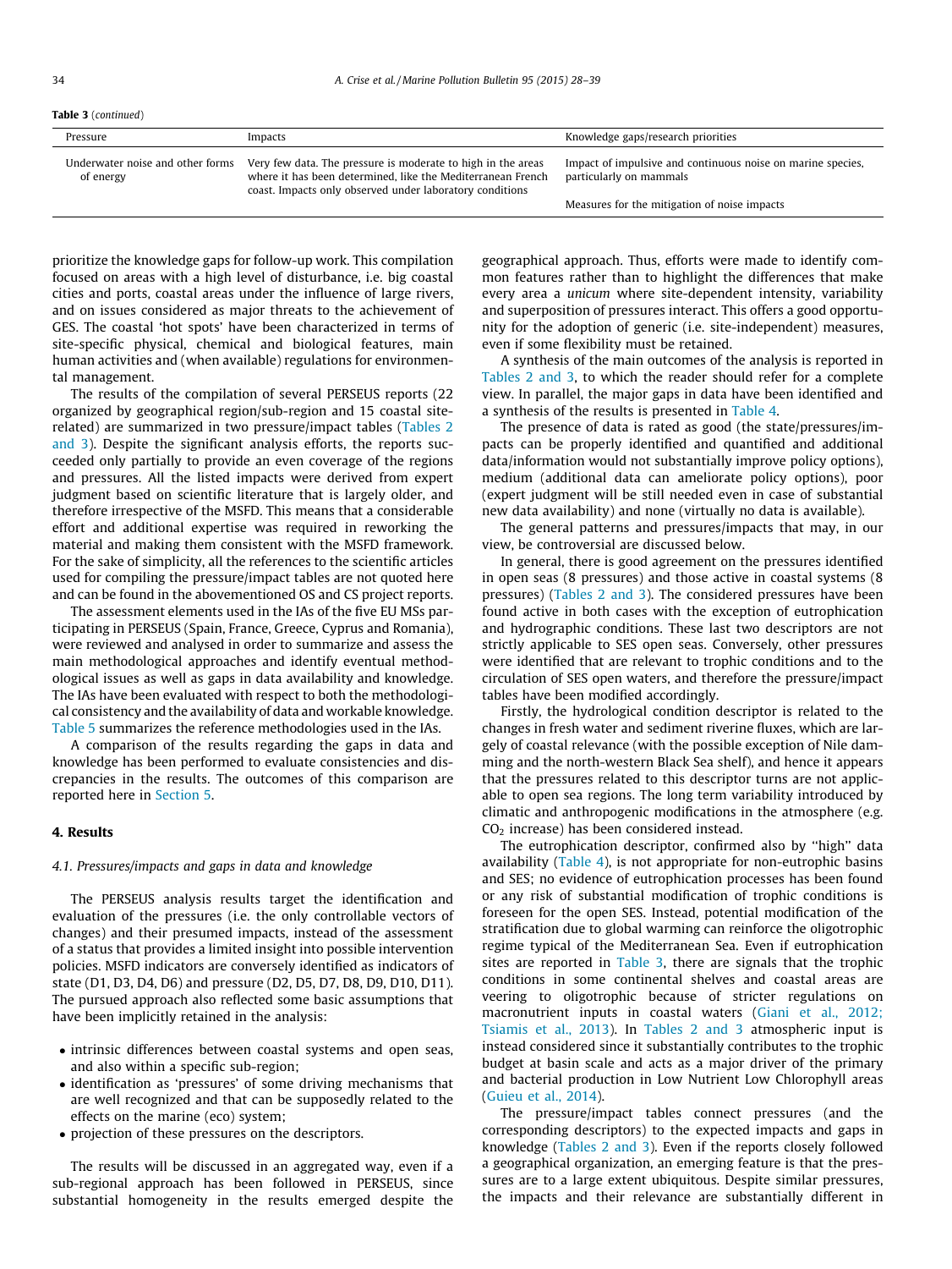**Table 3** (*continued*)

| Pressure | Impacts | Knowledge gaps/research priorities |
|---|---|---|
| Underwater noise and other forms of energy | Very few data. The pressure is moderate to high in the areas where it has been determined, like the Mediterranean French coast. Impacts only observed under laboratory conditions | Impact of impulsive and continuous noise on marine species, particularly on mammals |
| | | Measures for the mitigation of noise impacts |

prioritize the knowledge gaps for follow-up work. This compilation focused on areas with a high level of disturbance, i.e. big coastal cities and ports, coastal areas under the influence of large rivers, and on issues considered as major threats to the achievement of GES. The coastal 'hot spots' have been characterized in terms of site-specific physical, chemical and biological features, main human activities and (when available) regulations for environmental management.

The results of the compilation of several PERSEUS reports (22 organized by geographical region/sub-region and 15 coastal site-related) are summarized in two pressure/impact tables (Tables 2 and 3). Despite the significant analysis efforts, the reports succeeded only partially to provide an even coverage of the regions and pressures. All the listed impacts were derived from expert judgment based on scientific literature that is largely older, and therefore irrespective of the MSFD. This means that a considerable effort and additional expertise was required in reworking the material and making them consistent with the MSFD framework. For the sake of simplicity, all the references to the scientific articles used for compiling the pressure/impact tables are not quoted here and can be found in the abovementioned OS and CS project reports.

The assessment elements used in the IAs of the five EU MSs participating in PERSEUS (Spain, France, Greece, Cyprus and Romania), were reviewed and analysed in order to summarize and assess the main methodological approaches and identify eventual methodological issues as well as gaps in data availability and knowledge. The IAs have been evaluated with respect to both the methodological consistency and the availability of data and workable knowledge. Table 5 summarizes the reference methodologies used in the IAs.

A comparison of the results regarding the gaps in data and knowledge has been performed to evaluate consistencies and discrepancies in the results. The outcomes of this comparison are reported here in Section 5.

## 4. Results

### 4.1. Pressures/impacts and gaps in data and knowledge

The PERSEUS analysis results target the identification and evaluation of the pressures (i.e. the only controllable vectors of changes) and their presumed impacts, instead of the assessment of a status that provides a limited insight into possible intervention policies. MSFD indicators are conversely identified as indicators of state (D1, D3, D4, D6) and pressure (D2, D5, D7, D8, D9, D10, D11). The pursued approach also reflected some basic assumptions that have been implicitly retained in the analysis:

- intrinsic differences between coastal systems and open seas, and also within a specific sub-region;
- identification as 'pressures' of some driving mechanisms that are well recognized and that can be supposedly related to the effects on the marine (eco) system;
- projection of these pressures on the descriptors.

The results will be discussed in an aggregated way, even if a sub-regional approach has been followed in PERSEUS, since substantial homogeneity in the results emerged despite the geographical approach. Thus, efforts were made to identify common features rather than to highlight the differences that make every area a *unicum* where site-dependent intensity, variability and superposition of pressures interact. This offers a good opportunity for the adoption of generic (i.e. site-independent) measures, even if some flexibility must be retained.

A synthesis of the main outcomes of the analysis is reported in Tables 2 and 3, to which the reader should refer for a complete view. In parallel, the major gaps in data have been identified and a synthesis of the results is presented in Table 4.

The presence of data is rated as good (the state/pressures/impacts can be properly identified and quantified and additional data/information would not substantially improve policy options), medium (additional data can ameliorate policy options), poor (expert judgment will be still needed even in case of substantial new data availability) and none (virtually no data is available).

The general patterns and pressures/impacts that may, in our view, be controversial are discussed below.

In general, there is good agreement on the pressures identified in open seas (8 pressures) and those active in coastal systems (8 pressures) (Tables 2 and 3). The considered pressures have been found active in both cases with the exception of eutrophication and hydrographic conditions. These last two descriptors are not strictly applicable to SES open seas. Conversely, other pressures were identified that are relevant to trophic conditions and to the circulation of SES open waters, and therefore the pressure/impact tables have been modified accordingly.

Firstly, the hydrological condition descriptor is related to the changes in fresh water and sediment riverine fluxes, which are largely of coastal relevance (with the possible exception of Nile damming and the north-western Black Sea shelf), and hence it appears that the pressures related to this descriptor turns are not applicable to open sea regions. The long term variability introduced by climatic and anthropogenic modifications in the atmosphere (e.g. $CO_2$ increase) has been considered instead.

The eutrophication descriptor, confirmed also by "high" data availability (Table 4), is not appropriate for non-eutrophic basins and SES; no evidence of eutrophication processes has been found or any risk of substantial modification of trophic conditions is foreseen for the open SES. Instead, potential modification of the stratification due to global warming can reinforce the oligotrophic regime typical of the Mediterranean Sea. Even if eutrophication sites are reported in Table 3, there are signals that the trophic conditions in some continental shelves and coastal areas are veering to oligotrophic because of stricter regulations on macronutrient inputs in coastal waters (Giani et al., 2012; Tsiamis et al., 2013). In Tables 2 and 3 atmospheric input is instead considered since it substantially contributes to the trophic budget at basin scale and acts as a major driver of the primary and bacterial production in Low Nutrient Low Chlorophyll areas (Guieu et al., 2014).

The pressure/impact tables connect pressures (and the corresponding descriptors) to the expected impacts and gaps in knowledge (Tables 2 and 3). Even if the reports closely followed a geographical organization, an emerging feature is that the pressures are to a large extent ubiquitous. Despite similar pressures, the impacts and their relevance are substantially different in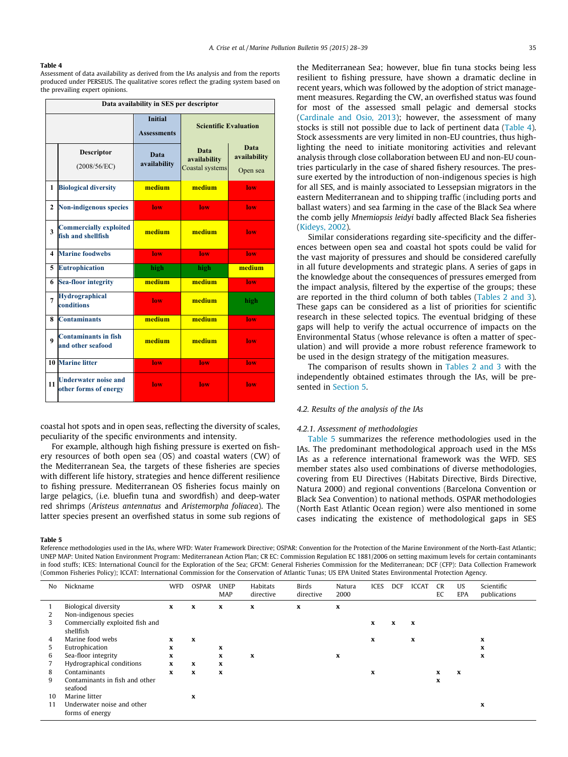**Table 4**
Assessment of data availability as derived from the IAs analysis and from the reports produced under PERSEUS. The qualitative scores reflect the grading system based on the prevailing expert opinions.

| Data availability in SES per descriptor | | | | |
|---|---|---|---|---|
| | | Initial Assessments | Scientific Evaluation | |
| | Descriptor (2008/56/EC) | Data availability | Data availability Coastal systems | Data availability Open sea |
| 1 | Biological diversity | medium | medium | low |
| 2 | Non-indigenous species | low | low | low |
| 3 | Commercially exploited fish and shellfish | medium | medium | low |
| 4 | Marine foodwebs | low | low | low |
| 5 | Eutrophication | high | high | medium |
| 6 | Sea-floor integrity | medium | medium | low |
| 7 | Hydrographical conditions | low | medium | high |
| 8 | Contaminants | medium | medium | low |
| 9 | Contaminants in fish and other seafood | medium | medium | low |
| 10 | Marine litter | low | low | low |
| 11 | Underwater noise and other forms of energy | low | low | low |

coastal hot spots and in open seas, reflecting the diversity of scales, peculiarity of the specific environments and intensity.

For example, although high fishing pressure is exerted on fishery resources of both open sea (OS) and coastal waters (CW) of the Mediterranean Sea, the targets of these fisheries are species with different life history, strategies and hence different resilience to fishing pressure. Mediterranean OS fisheries focus mainly on large pelagics, (i.e. bluefin tuna and swordfish) and deep-water red shrimps (*Aristeus antennatus* and *Aristemorpha foliacea*). The latter species present an overfished status in some sub regions of the Mediterranean Sea; however, blue fin tuna stocks being less resilient to fishing pressure, have shown a dramatic decline in recent years, which was followed by the adoption of strict management measures. Regarding the CW, an overfished status was found for most of the assessed small pelagic and demersal stocks (Cardinale and Osio, 2013); however, the assessment of many stocks is still not possible due to lack of pertinent data (Table 4). Stock assessments are very limited in non-EU countries, thus highlighting the need to initiate monitoring activities and relevant analysis through close collaboration between EU and non-EU countries particularly in the case of shared fishery resources. The pressure exerted by the introduction of non-indigenous species is high for all SES, and is mainly associated to Lessepsian migrators in the eastern Mediterranean and to shipping traffic (including ports and ballast waters) and sea farming in the case of the Black Sea where the comb jelly *Mnemiopsis leidyi* badly affected Black Sea fisheries (Kideys, 2002).

Similar considerations regarding site-specificity and the differences between open sea and coastal hot spots could be valid for the vast majority of pressures and should be considered carefully in all future developments and strategic plans. A series of gaps in the knowledge about the consequences of pressures emerged from the impact analysis, filtered by the expertise of the groups; these are reported in the third column of both tables (Tables 2 and 3). These gaps can be considered as a list of priorities for scientific research in these selected topics. The eventual bridging of these gaps will help to verify the actual occurrence of impacts on the Environmental Status (whose relevance is often a matter of speculation) and will provide a more robust reference framework to be used in the design strategy of the mitigation measures.

The comparison of results shown in Tables 2 and 3 with the independently obtained estimates through the IAs, will be presented in Section 5.

### 4.2. Results of the analysis of the IAs

#### 4.2.1. Assessment of methodologies

Table 5 summarizes the reference methodologies used in the IAs. The predominant methodological approach used in the MSs IAs as a reference international framework was the WFD. SES member states also used combinations of diverse methodologies, covering from EU Directives (Habitats Directive, Birds Directive, Natura 2000) and regional conventions (Barcelona Convention or Black Sea Convention) to national methods. OSPAR methodologies (North East Atlantic Ocean region) were also mentioned in some cases indicating the existence of methodological gaps in SES

**Table 5**
Reference methodologies used in the IAs, where WFD: Water Framework Directive; OSPAR: Convention for the Protection of the Marine Environment of the North-East Atlantic; UNEP MAP: United Nation Environment Program: Mediterranean Action Plan; CR EC: Commission Regulation EC 1881/2006 on setting maximum levels for certain contaminants in food stuffs; ICES: International Council for the Exploration of the Sea; GFCM: General Fisheries Commission for the Mediterranean; DCF (CFP): Data Collection Framework (Common Fisheries Policy); ICCAT: International Commission for the Conservation of Atlantic Tunas; US EPA United States Environmental Protection Agency.

| No | Nickname | WFD | OSPAR | UNEP MAP | Habitats directive | Birds directive | Natura 2000 | ICES | DCF | ICCAT | CR EC | US EPA | Scientific publications |
|---|---|---|---|---|---|---|---|---|---|---|---|---|---|
| 1 | Biological diversity | x | x | x | x | x | x | | | | | | |
| 2 | Non-indigenous species | | | | | | | | | | | | |
| 3 | Commercially exploited fish and shellfish | | | | | | | x | x | x | | | |
| 4 | Marine food webs | x | x | | | | | x | | x | | | x |
| 5 | Eutrophication | x | | x | | | | | | | | | x |
| 6 | Sea-floor integrity | x | | x | x | | x | | | | | | x |
| 7 | Hydrographical conditions | x | x | x | | | | | | | | | |
| 8 | Contaminants | x | x | x | | | | x | | | x | x | |
| 9 | Contaminants in fish and other seafood | | | | | | | | | | x | | |
| 10 | Marine litter | | x | | | | | | | | | | |
| 11 | Underwater noise and other forms of energy | | | | | | | | | | | | x |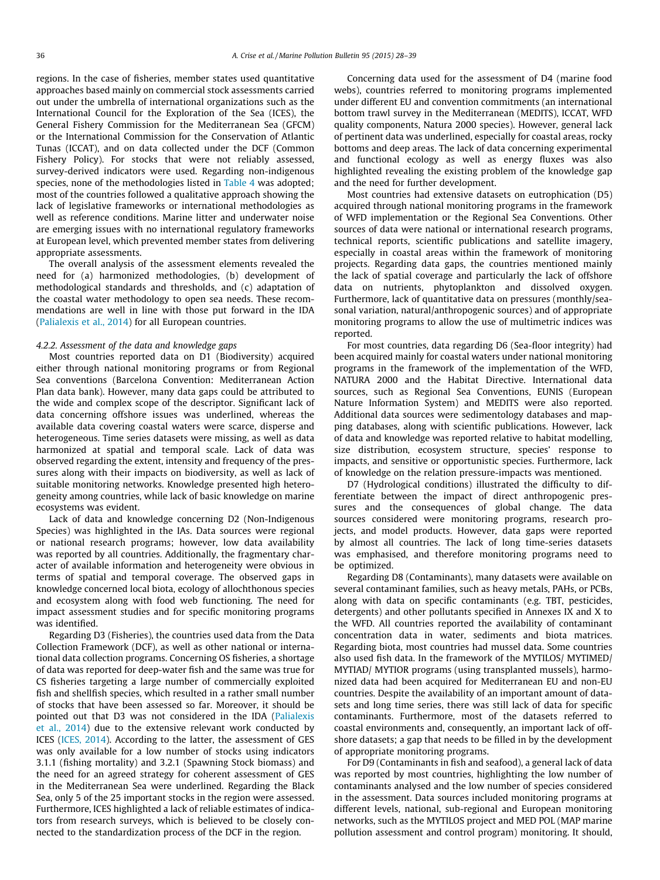regions. In the case of fisheries, member states used quantitative approaches based mainly on commercial stock assessments carried out under the umbrella of international organizations such as the International Council for the Exploration of the Sea (ICES), the General Fishery Commission for the Mediterranean Sea (GFCM) or the International Commission for the Conservation of Atlantic Tunas (ICCAT), and on data collected under the DCF (Common Fishery Policy). For stocks that were not reliably assessed, survey-derived indicators were used. Regarding non-indigenous species, none of the methodologies listed in Table 4 was adopted; most of the countries followed a qualitative approach showing the lack of legislative frameworks or international methodologies as well as reference conditions. Marine litter and underwater noise are emerging issues with no international regulatory frameworks at European level, which prevented member states from delivering appropriate assessments.

The overall analysis of the assessment elements revealed the need for (a) harmonized methodologies, (b) development of methodological standards and thresholds, and (c) adaptation of the coastal water methodology to open sea needs. These recommendations are well in line with those put forward in the IDA (Palialexis et al., 2014) for all European countries.

#### 4.2.2. Assessment of the data and knowledge gaps

Most countries reported data on D1 (Biodiversity) acquired either through national monitoring programs or from Regional Sea conventions (Barcelona Convention: Mediterranean Action Plan data bank). However, many data gaps could be attributed to the wide and complex scope of the descriptor. Significant lack of data concerning offshore issues was underlined, whereas the available data covering coastal waters were scarce, disperse and heterogeneous. Time series datasets were missing, as well as data harmonized at spatial and temporal scale. Lack of data was observed regarding the extent, intensity and frequency of the pressures along with their impacts on biodiversity, as well as lack of suitable monitoring networks. Knowledge presented high heterogeneity among countries, while lack of basic knowledge on marine ecosystems was evident.

Lack of data and knowledge concerning D2 (Non-Indigenous Species) was highlighted in the IAs. Data sources were regional or national research programs; however, low data availability was reported by all countries. Additionally, the fragmentary character of available information and heterogeneity were obvious in terms of spatial and temporal coverage. The observed gaps in knowledge concerned local biota, ecology of allochthonous species and ecosystem along with food web functioning. The need for impact assessment studies and for specific monitoring programs was identified.

Regarding D3 (Fisheries), the countries used data from the Data Collection Framework (DCF), as well as other national or international data collection programs. Concerning OS fisheries, a shortage of data was reported for deep-water fish and the same was true for CS fisheries targeting a large number of commercially exploited fish and shellfish species, which resulted in a rather small number of stocks that have been assessed so far. Moreover, it should be pointed out that D3 was not considered in the IDA (Palialexis et al., 2014) due to the extensive relevant work conducted by ICES (ICES, 2014). According to the latter, the assessment of GES was only available for a low number of stocks using indicators 3.1.1 (fishing mortality) and 3.2.1 (Spawning Stock biomass) and the need for an agreed strategy for coherent assessment of GES in the Mediterranean Sea were underlined. Regarding the Black Sea, only 5 of the 25 important stocks in the region were assessed. Furthermore, ICES highlighted a lack of reliable estimates of indicators from research surveys, which is believed to be closely connected to the standardization process of the DCF in the region.

Concerning data used for the assessment of D4 (marine food webs), countries referred to monitoring programs implemented under different EU and convention commitments (an international bottom trawl survey in the Mediterranean (MEDITS), ICCAT, WFD quality components, Natura 2000 species). However, general lack of pertinent data was underlined, especially for coastal areas, rocky bottoms and deep areas. The lack of data concerning experimental and functional ecology as well as energy fluxes was also highlighted revealing the existing problem of the knowledge gap and the need for further development.

Most countries had extensive datasets on eutrophication (D5) acquired through national monitoring programs in the framework of WFD implementation or the Regional Sea Conventions. Other sources of data were national or international research programs, technical reports, scientific publications and satellite imagery, especially in coastal areas within the framework of monitoring projects. Regarding data gaps, the countries mentioned mainly the lack of spatial coverage and particularly the lack of offshore data on nutrients, phytoplankton and dissolved oxygen. Furthermore, lack of quantitative data on pressures (monthly/seasonal variation, natural/anthropogenic sources) and of appropriate monitoring programs to allow the use of multimetric indices was reported.

For most countries, data regarding D6 (Sea-floor integrity) had been acquired mainly for coastal waters under national monitoring programs in the framework of the implementation of the WFD, NATURA 2000 and the Habitat Directive. International data sources, such as Regional Sea Conventions, EUNIS (European Nature Information System) and MEDITS were also reported. Additional data sources were sedimentology databases and mapping databases, along with scientific publications. However, lack of data and knowledge was reported relative to habitat modelling, size distribution, ecosystem structure, species' response to impacts, and sensitive or opportunistic species. Furthermore, lack of knowledge on the relation pressure-impacts was mentioned.

D7 (Hydrological conditions) illustrated the difficulty to differentiate between the impact of direct anthropogenic pressures and the consequences of global change. The data sources considered were monitoring programs, research projects, and model products. However, data gaps were reported by almost all countries. The lack of long time-series datasets was emphasised, and therefore monitoring programs need to be optimized.

Regarding D8 (Contaminants), many datasets were available on several contaminant families, such as heavy metals, PAHs, or PCBs, along with data on specific contaminants (e.g. TBT, pesticides, detergents) and other pollutants specified in Annexes IX and X to the WFD. All countries reported the availability of contaminant concentration data in water, sediments and biota matrices. Regarding biota, most countries had mussel data. Some countries also used fish data. In the framework of the MYTILOS/ MYTIMED/ MYTIAD/ MYTIOR programs (using transplanted mussels), harmonized data had been acquired for Mediterranean EU and non-EU countries. Despite the availability of an important amount of datasets and long time series, there was still lack of data for specific contaminants. Furthermore, most of the datasets referred to coastal environments and, consequently, an important lack of offshore datasets; a gap that needs to be filled in by the development of appropriate monitoring programs.

For D9 (Contaminants in fish and seafood), a general lack of data was reported by most countries, highlighting the low number of contaminants analysed and the low number of species considered in the assessment. Data sources included monitoring programs at different levels, national, sub-regional and European monitoring networks, such as the MYTILOS project and MED POL (MAP marine pollution assessment and control program) monitoring. It should,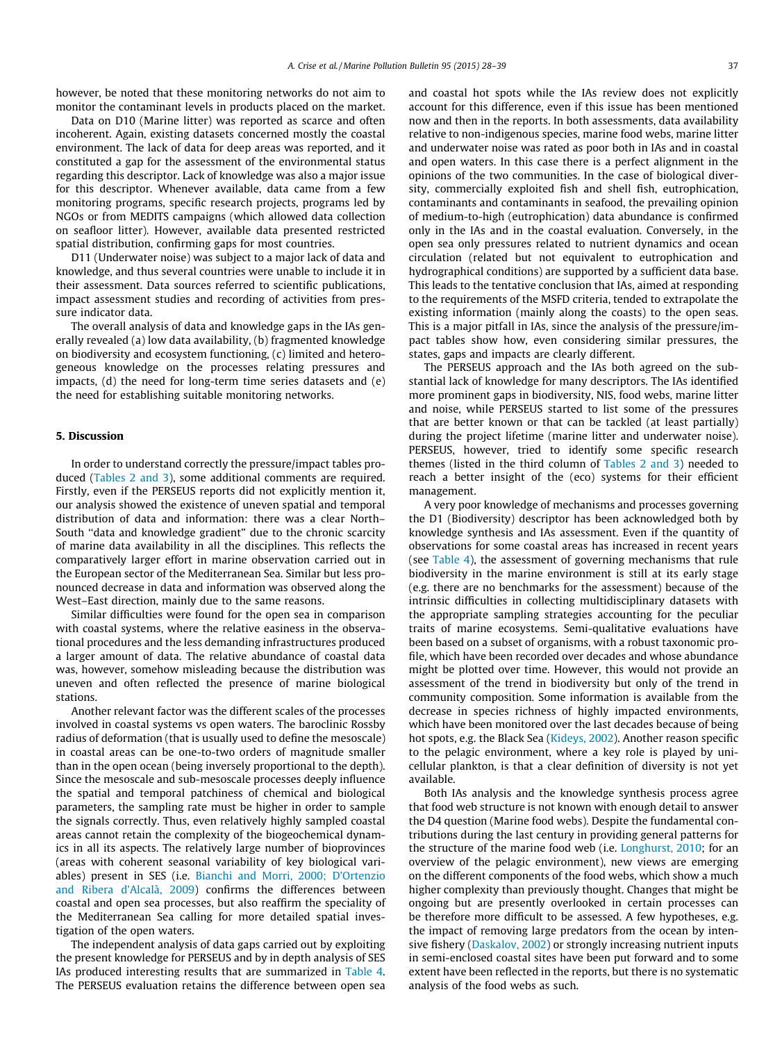however, be noted that these monitoring networks do not aim to monitor the contaminant levels in products placed on the market.

Data on D10 (Marine litter) was reported as scarce and often incoherent. Again, existing datasets concerned mostly the coastal environment. The lack of data for deep areas was reported, and it constituted a gap for the assessment of the environmental status regarding this descriptor. Lack of knowledge was also a major issue for this descriptor. Whenever available, data came from a few monitoring programs, specific research projects, programs led by NGOs or from MEDITS campaigns (which allowed data collection on seafloor litter). However, available data presented restricted spatial distribution, confirming gaps for most countries.

D11 (Underwater noise) was subject to a major lack of data and knowledge, and thus several countries were unable to include it in their assessment. Data sources referred to scientific publications, impact assessment studies and recording of activities from pressure indicator data.

The overall analysis of data and knowledge gaps in the IAs generally revealed (a) low data availability, (b) fragmented knowledge on biodiversity and ecosystem functioning, (c) limited and heterogeneous knowledge on the processes relating pressures and impacts, (d) the need for long-term time series datasets and (e) the need for establishing suitable monitoring networks.

## 5. Discussion

In order to understand correctly the pressure/impact tables produced (Tables 2 and 3), some additional comments are required. Firstly, even if the PERSEUS reports did not explicitly mention it, our analysis showed the existence of uneven spatial and temporal distribution of data and information: there was a clear North–South "data and knowledge gradient" due to the chronic scarcity of marine data availability in all the disciplines. This reflects the comparatively larger effort in marine observation carried out in the European sector of the Mediterranean Sea. Similar but less pronounced decrease in data and information was observed along the West–East direction, mainly due to the same reasons.

Similar difficulties were found for the open sea in comparison with coastal systems, where the relative easiness in the observational procedures and the less demanding infrastructures produced a larger amount of data. The relative abundance of coastal data was, however, somehow misleading because the distribution was uneven and often reflected the presence of marine biological stations.

Another relevant factor was the different scales of the processes involved in coastal systems vs open waters. The baroclinic Rossby radius of deformation (that is usually used to define the mesoscale) in coastal areas can be one-to-two orders of magnitude smaller than in the open ocean (being inversely proportional to the depth). Since the mesoscale and sub-mesoscale processes deeply influence the spatial and temporal patchiness of chemical and biological parameters, the sampling rate must be higher in order to sample the signals correctly. Thus, even relatively highly sampled coastal areas cannot retain the complexity of the biogeochemical dynamics in all its aspects. The relatively large number of bioprovinces (areas with coherent seasonal variability of key biological variables) present in SES (i.e. Bianchi and Morri, 2000; D'Ortenzio and Ribera d'Alcalà, 2009) confirms the differences between coastal and open sea processes, but also reaffirm the speciality of the Mediterranean Sea calling for more detailed spatial investigation of the open waters.

The independent analysis of data gaps carried out by exploiting the present knowledge for PERSEUS and by in depth analysis of SES IAs produced interesting results that are summarized in Table 4. The PERSEUS evaluation retains the difference between open sea and coastal hot spots while the IAs review does not explicitly account for this difference, even if this issue has been mentioned now and then in the reports. In both assessments, data availability relative to non-indigenous species, marine food webs, marine litter and underwater noise was rated as poor both in IAs and in coastal and open waters. In this case there is a perfect alignment in the opinions of the two communities. In the case of biological diversity, commercially exploited fish and shell fish, eutrophication, contaminants and contaminants in seafood, the prevailing opinion of medium-to-high (eutrophication) data abundance is confirmed only in the IAs and in the coastal evaluation. Conversely, in the open sea only pressures related to nutrient dynamics and ocean circulation (related but not equivalent to eutrophication and hydrographical conditions) are supported by a sufficient data base. This leads to the tentative conclusion that IAs, aimed at responding to the requirements of the MSFD criteria, tended to extrapolate the existing information (mainly along the coasts) to the open seas. This is a major pitfall in IAs, since the analysis of the pressure/impact tables show how, even considering similar pressures, the states, gaps and impacts are clearly different.

The PERSEUS approach and the IAs both agreed on the substantial lack of knowledge for many descriptors. The IAs identified more prominent gaps in biodiversity, NIS, food webs, marine litter and noise, while PERSEUS started to list some of the pressures that are better known or that can be tackled (at least partially) during the project lifetime (marine litter and underwater noise). PERSEUS, however, tried to identify some specific research themes (listed in the third column of Tables 2 and 3) needed to reach a better insight of the (eco) systems for their efficient management.

A very poor knowledge of mechanisms and processes governing the D1 (Biodiversity) descriptor has been acknowledged both by knowledge synthesis and IAs assessment. Even if the quantity of observations for some coastal areas has increased in recent years (see Table 4), the assessment of governing mechanisms that rule biodiversity in the marine environment is still at its early stage (e.g. there are no benchmarks for the assessment) because of the intrinsic difficulties in collecting multidisciplinary datasets with the appropriate sampling strategies accounting for the peculiar traits of marine ecosystems. Semi-qualitative evaluations have been based on a subset of organisms, with a robust taxonomic profile, which have been recorded over decades and whose abundance might be plotted over time. However, this would not provide an assessment of the trend in biodiversity but only of the trend in community composition. Some information is available from the decrease in species richness of highly impacted environments, which have been monitored over the last decades because of being hot spots, e.g. the Black Sea (Kideys, 2002). Another reason specific to the pelagic environment, where a key role is played by unicellular plankton, is that a clear definition of diversity is not yet available.

Both IAs analysis and the knowledge synthesis process agree that food web structure is not known with enough detail to answer the D4 question (Marine food webs). Despite the fundamental contributions during the last century in providing general patterns for the structure of the marine food web (i.e. Longhurst, 2010; for an overview of the pelagic environment), new views are emerging on the different components of the food webs, which show a much higher complexity than previously thought. Changes that might be ongoing but are presently overlooked in certain processes can be therefore more difficult to be assessed. A few hypotheses, e.g. the impact of removing large predators from the ocean by intensive fishery (Daskalov, 2002) or strongly increasing nutrient inputs in semi-enclosed coastal sites have been put forward and to some extent have been reflected in the reports, but there is no systematic analysis of the food webs as such.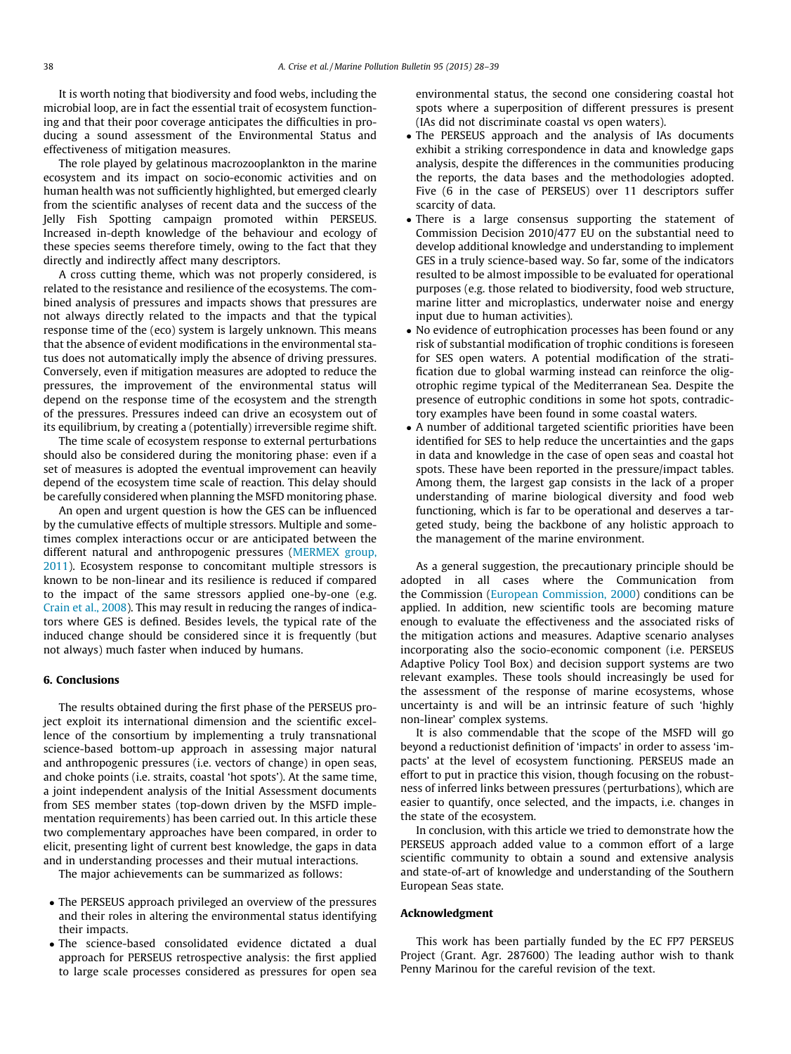It is worth noting that biodiversity and food webs, including the microbial loop, are in fact the essential trait of ecosystem functioning and that their poor coverage anticipates the difficulties in producing a sound assessment of the Environmental Status and effectiveness of mitigation measures.

The role played by gelatinous macrozooplankton in the marine ecosystem and its impact on socio-economic activities and on human health was not sufficiently highlighted, but emerged clearly from the scientific analyses of recent data and the success of the Jelly Fish Spotting campaign promoted within PERSEUS. Increased in-depth knowledge of the behaviour and ecology of these species seems therefore timely, owing to the fact that they directly and indirectly affect many descriptors.

A cross cutting theme, which was not properly considered, is related to the resistance and resilience of the ecosystems. The combined analysis of pressures and impacts shows that pressures are not always directly related to the impacts and that the typical response time of the (eco) system is largely unknown. This means that the absence of evident modifications in the environmental status does not automatically imply the absence of driving pressures. Conversely, even if mitigation measures are adopted to reduce the pressures, the improvement of the environmental status will depend on the response time of the ecosystem and the strength of the pressures. Pressures indeed can drive an ecosystem out of its equilibrium, by creating a (potentially) irreversible regime shift.

The time scale of ecosystem response to external perturbations should also be considered during the monitoring phase: even if a set of measures is adopted the eventual improvement can heavily depend of the ecosystem time scale of reaction. This delay should be carefully considered when planning the MSFD monitoring phase.

An open and urgent question is how the GES can be influenced by the cumulative effects of multiple stressors. Multiple and sometimes complex interactions occur or are anticipated between the different natural and anthropogenic pressures (MERMEX group, 2011). Ecosystem response to concomitant multiple stressors is known to be non-linear and its resilience is reduced if compared to the impact of the same stressors applied one-by-one (e.g. Crain et al., 2008). This may result in reducing the ranges of indicators where GES is defined. Besides levels, the typical rate of the induced change should be considered since it is frequently (but not always) much faster when induced by humans.

## 6. Conclusions

The results obtained during the first phase of the PERSEUS project exploit its international dimension and the scientific excellence of the consortium by implementing a truly transnational science-based bottom-up approach in assessing major natural and anthropogenic pressures (i.e. vectors of change) in open seas, and choke points (i.e. straits, coastal 'hot spots'). At the same time, a joint independent analysis of the Initial Assessment documents from SES member states (top-down driven by the MSFD implementation requirements) has been carried out. In this article these two complementary approaches have been compared, in order to elicit, presenting light of current best knowledge, the gaps in data and in understanding processes and their mutual interactions.

The major achievements can be summarized as follows:

- The PERSEUS approach privileged an overview of the pressures and their roles in altering the environmental status identifying their impacts.
- The science-based consolidated evidence dictated a dual approach for PERSEUS retrospective analysis: the first applied to large scale processes considered as pressures for open sea environmental status, the second one considering coastal hot spots where a superposition of different pressures is present (IAs did not discriminate coastal vs open waters).
- The PERSEUS approach and the analysis of IAs documents exhibit a striking correspondence in data and knowledge gaps analysis, despite the differences in the communities producing the reports, the data bases and the methodologies adopted. Five (6 in the case of PERSEUS) over 11 descriptors suffer scarcity of data.
- There is a large consensus supporting the statement of Commission Decision 2010/477 EU on the substantial need to develop additional knowledge and understanding to implement GES in a truly science-based way. So far, some of the indicators resulted to be almost impossible to be evaluated for operational purposes (e.g. those related to biodiversity, food web structure, marine litter and microplastics, underwater noise and energy input due to human activities).
- No evidence of eutrophication processes has been found or any risk of substantial modification of trophic conditions is foreseen for SES open waters. A potential modification of the stratification due to global warming instead can reinforce the oligotrophic regime typical of the Mediterranean Sea. Despite the presence of eutrophic conditions in some hot spots, contradictory examples have been found in some coastal waters.
- A number of additional targeted scientific priorities have been identified for SES to help reduce the uncertainties and the gaps in data and knowledge in the case of open seas and coastal hot spots. These have been reported in the pressure/impact tables. Among them, the largest gap consists in the lack of a proper understanding of marine biological diversity and food web functioning, which is far to be operational and deserves a targeted study, being the backbone of any holistic approach to the management of the marine environment.

As a general suggestion, the precautionary principle should be adopted in all cases where the Communication from the Commission (European Commission, 2000) conditions can be applied. In addition, new scientific tools are becoming mature enough to evaluate the effectiveness and the associated risks of the mitigation actions and measures. Adaptive scenario analyses incorporating also the socio-economic component (i.e. PERSEUS Adaptive Policy Tool Box) and decision support systems are two relevant examples. These tools should increasingly be used for the assessment of the response of marine ecosystems, whose uncertainty is and will be an intrinsic feature of such 'highly non-linear' complex systems.

It is also commendable that the scope of the MSFD will go beyond a reductionist definition of 'impacts' in order to assess 'impacts' at the level of ecosystem functioning. PERSEUS made an effort to put in practice this vision, though focusing on the robustness of inferred links between pressures (perturbations), which are easier to quantify, once selected, and the impacts, i.e. changes in the state of the ecosystem.

In conclusion, with this article we tried to demonstrate how the PERSEUS approach added value to a common effort of a large scientific community to obtain a sound and extensive analysis and state-of-art of knowledge and understanding of the Southern European Seas state.

## Acknowledgment

This work has been partially funded by the EC FP7 PERSEUS Project (Grant. Agr. 287600) The leading author wish to thank Penny Marinou for the careful revision of the text.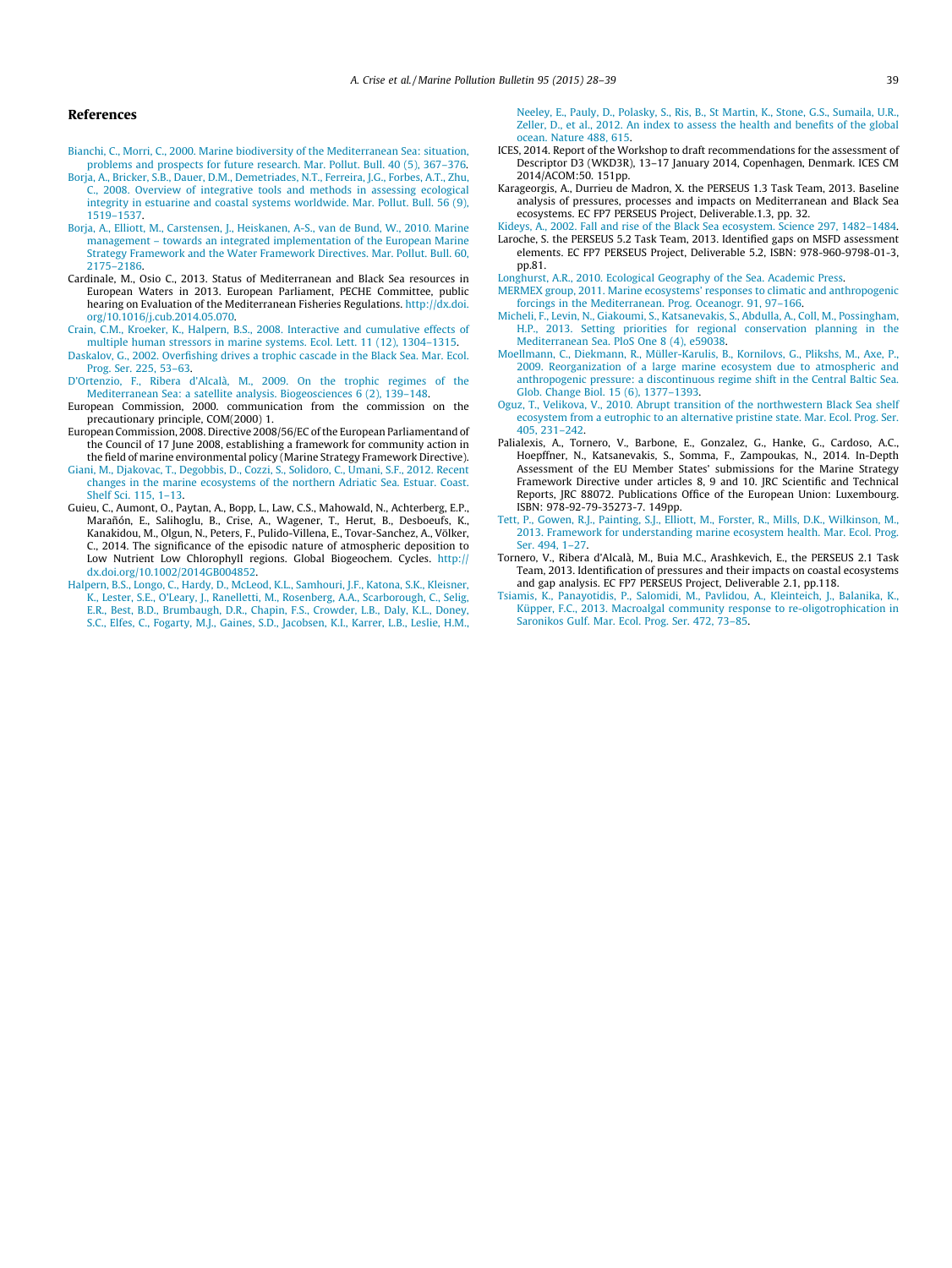## References

Bianchi, C., Morri, C., 2000. Marine biodiversity of the Mediterranean Sea: situation, problems and prospects for future research. Mar. Pollut. Bull. 40 (5), 367–376.

Borja, A., Bricker, S.B., Dauer, D.M., Demetriades, N.T., Ferreira, J.G., Forbes, A.T., Zhu, C., 2008. Overview of integrative tools and methods in assessing ecological integrity in estuarine and coastal systems worldwide. Mar. Pollut. Bull. 56 (9), 1519–1537.

Borja, A., Elliott, M., Carstensen, J., Heiskanen, A-S., van de Bund, W., 2010. Marine management – towards an integrated implementation of the European Marine Strategy Framework and the Water Framework Directives. Mar. Pollut. Bull. 60, 2175–2186.

Cardinale, M., Osio C., 2013. Status of Mediterranean and Black Sea resources in European Waters in 2013. European Parliament, PECHE Committee, public hearing on Evaluation of the Mediterranean Fisheries Regulations. http://dx.doi.org/10.1016/j.cub.2014.05.070.

Crain, C.M., Kroeker, K., Halpern, B.S., 2008. Interactive and cumulative effects of multiple human stressors in marine systems. Ecol. Lett. 11 (12), 1304–1315.

Daskalov, G., 2002. Overfishing drives a trophic cascade in the Black Sea. Mar. Ecol. Prog. Ser. 225, 53–63.

D'Ortenzio, F., Ribera d'Alcalà, M., 2009. On the trophic regimes of the Mediterranean Sea: a satellite analysis. Biogeosciences 6 (2), 139–148.

European Commission, 2000. communication from the commission on the precautionary principle, COM(2000) 1.

European Commission, 2008. Directive 2008/56/EC of the European Parliamentand of the Council of 17 June 2008, establishing a framework for community action in the field of marine environmental policy (Marine Strategy Framework Directive).

Giani, M., Djakovac, T., Degobbis, D., Cozzi, S., Solidoro, C., Umani, S.F., 2012. Recent changes in the marine ecosystems of the northern Adriatic Sea. Estuar. Coast. Shelf Sci. 115, 1–13.

Guieu, C., Aumont, O., Paytan, A., Bopp, L., Law, C.S., Mahowald, N., Achterberg, E.P., Marañón, E., Salihoglu, B., Crise, A., Wagener, T., Herut, B., Desboeufs, K., Kanakidou, M., Olgun, N., Peters, F., Pulido-Villena, E., Tovar-Sanchez, A., Völker, C., 2014. The significance of the episodic nature of atmospheric deposition to Low Nutrient Low Chlorophyll regions. Global Biogeochem. Cycles. http://dx.doi.org/10.1002/2014GB004852.

Halpern, B.S., Longo, C., Hardy, D., McLeod, K.L., Samhouri, J.F., Katona, S.K., Kleisner, K., Lester, S.E., O'Leary, J., Ranelletti, M., Rosenberg, A.A., Scarborough, C., Selig, E.R., Best, B.D., Brumbaugh, D.R., Chapin, F.S., Crowder, L.B., Daly, K.L., Doney, S.C., Elfes, C., Fogarty, M.J., Gaines, S.D., Jacobsen, K.I., Karrer, L.B., Leslie, H.M., Neeley, E., Pauly, D., Polasky, S., Ris, B., St Martin, K., Stone, G.S., Sumaila, U.R., Zeller, D., et al., 2012. An index to assess the health and benefits of the global ocean. Nature 488, 615.

ICES, 2014. Report of the Workshop to draft recommendations for the assessment of Descriptor D3 (WKD3R), 13–17 January 2014, Copenhagen, Denmark. ICES CM 2014/ACOM:50. 151pp.

Karageorgis, A., Durrieu de Madron, X. the PERSEUS 1.3 Task Team, 2013. Baseline analysis of pressures, processes and impacts on Mediterranean and Black Sea ecosystems. EC FP7 PERSEUS Project, Deliverable.1.3, pp. 32.

Kideys, A., 2002. Fall and rise of the Black Sea ecosystem. Science 297, 1482–1484.

Laroche, S. the PERSEUS 5.2 Task Team, 2013. Identified gaps on MSFD assessment elements. EC FP7 PERSEUS Project, Deliverable 5.2, ISBN: 978-960-9798-01-3, pp.81.

Longhurst, A.R., 2010. Ecological Geography of the Sea. Academic Press.

MERMEX group, 2011. Marine ecosystems' responses to climatic and anthropogenic forcings in the Mediterranean. Prog. Oceanogr. 91, 97–166.

Micheli, F., Levin, N., Giakoumi, S., Katsanevakis, S., Abdulla, A., Coll, M., Possingham, H.P., 2013. Setting priorities for regional conservation planning in the Mediterranean Sea. PloS One 8 (4), e59038.

Moellmann, C., Diekmann, R., Müller-Karulis, B., Kornilovs, G., Plikshs, M., Axe, P., 2009. Reorganization of a large marine ecosystem due to atmospheric and anthropogenic pressure: a discontinuous regime shift in the Central Baltic Sea. Glob. Change Biol. 15 (6), 1377–1393.

Oguz, T., Velikova, V., 2010. Abrupt transition of the northwestern Black Sea shelf ecosystem from a eutrophic to an alternative pristine state. Mar. Ecol. Prog. Ser. 405, 231–242.

Palialexis, A., Tornero, V., Barbone, E., Gonzalez, G., Hanke, G., Cardoso, A.C., Hoepffner, N., Katsanevakis, S., Somma, F., Zampoukas, N., 2014. In-Depth Assessment of the EU Member States' submissions for the Marine Strategy Framework Directive under articles 8, 9 and 10. JRC Scientific and Technical Reports, JRC 88072. Publications Office of the European Union: Luxembourg. ISBN: 978-92-79-35273-7. 149pp.

Tett, P., Gowen, R.J., Painting, S.J., Elliott, M., Forster, R., Mills, D.K., Wilkinson, M., 2013. Framework for understanding marine ecosystem health. Mar. Ecol. Prog. Ser. 494, 1–27.

Tornero, V., Ribera d'Alcalà, M., Buia M.C., Arashkevich, E., the PERSEUS 2.1 Task Team, 2013. Identification of pressures and their impacts on coastal ecosystems and gap analysis. EC FP7 PERSEUS Project, Deliverable 2.1, pp.118.

Tsiamis, K., Panayotidis, P., Salomidi, M., Pavlidou, A., Kleinteich, J., Balanika, K., Küpper, F.C., 2013. Macroalgal community response to re-oligotrophication in Saronikos Gulf. Mar. Ecol. Prog. Ser. 472, 73–85.